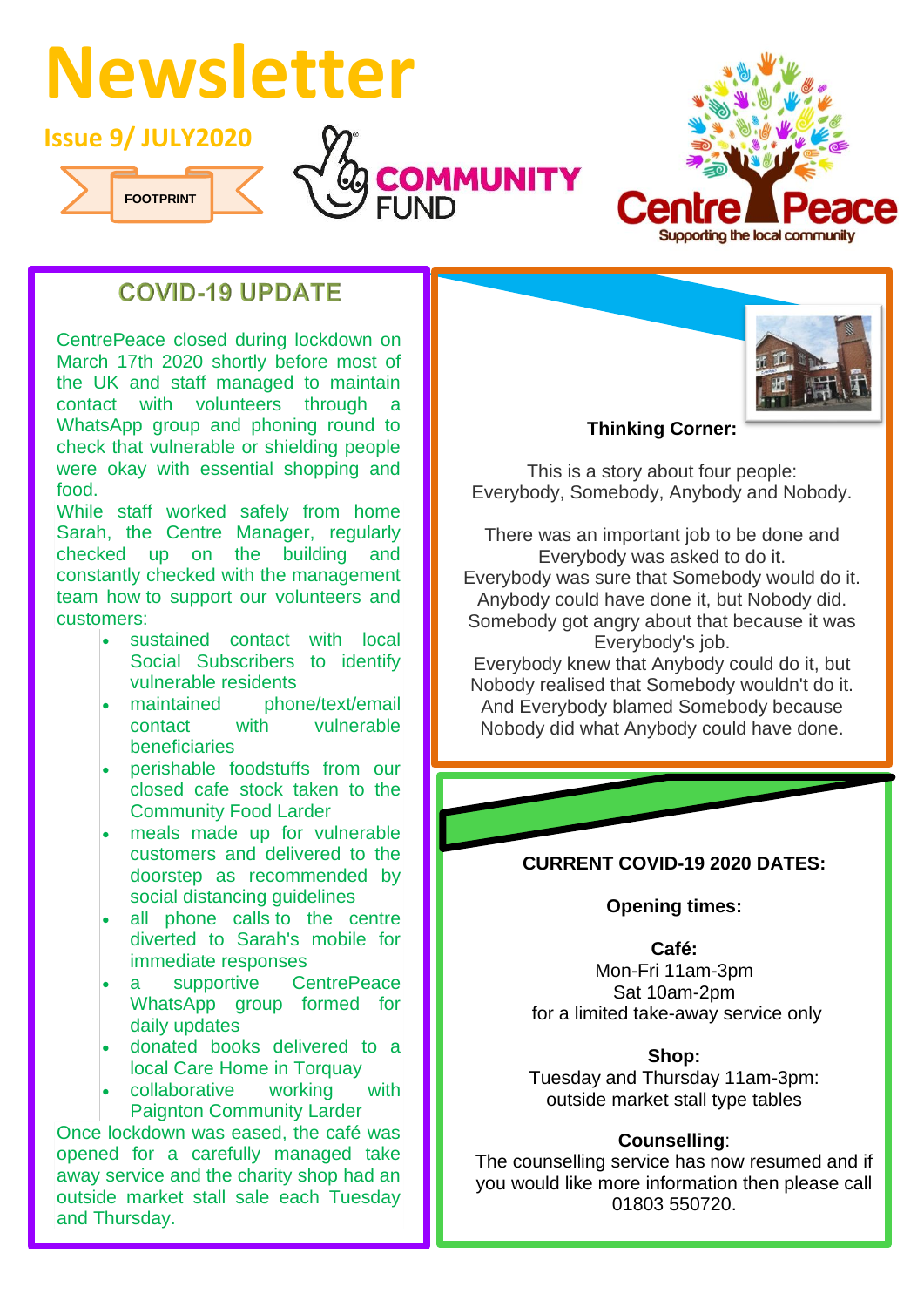# Newsletter

**Issue 9/ JULY2020**

FOOTPRINT

COMMUNITY FUND

Centre Peace
Supporting the local community

## COVID-19 UPDATE

CentrePeace closed during lockdown on March 17th 2020 shortly before most of the UK and staff managed to maintain contact with volunteers through a WhatsApp group and phoning round to check that vulnerable or shielding people were okay with essential shopping and food.

While staff worked safely from home Sarah, the Centre Manager, regularly checked up on the building and constantly checked with the management team how to support our volunteers and customers:

- sustained contact with local Social Subscribers to identify vulnerable residents
- maintained phone/text/email contact with vulnerable beneficiaries
- perishable foodstuffs from our closed cafe stock taken to the Community Food Larder
- meals made up for vulnerable customers and delivered to the doorstep as recommended by social distancing guidelines
- all phone calls to the centre diverted to Sarah's mobile for immediate responses
- a supportive CentrePeace WhatsApp group formed for daily updates
- donated books delivered to a local Care Home in Torquay
- collaborative working with Paignton Community Larder

Once lockdown was eased, the café was opened for a carefully managed take away service and the charity shop had an outside market stall sale each Tuesday and Thursday.

**Thinking Corner:**

This is a story about four people:
Everybody, Somebody, Anybody and Nobody.

There was an important job to be done and Everybody was asked to do it.
Everybody was sure that Somebody would do it.
Anybody could have done it, but Nobody did.
Somebody got angry about that because it was Everybody's job.
Everybody knew that Anybody could do it, but Nobody realised that Somebody wouldn't do it.
And Everybody blamed Somebody because Nobody did what Anybody could have done.

**CURRENT COVID-19 2020 DATES:**

**Opening times:**

**Café:**
Mon-Fri 11am-3pm
Sat 10am-2pm
for a limited take-away service only

**Shop:**
Tuesday and Thursday 11am-3pm:
outside market stall type tables

**Counselling**:
The counselling service has now resumed and if you would like more information then please call 01803 550720.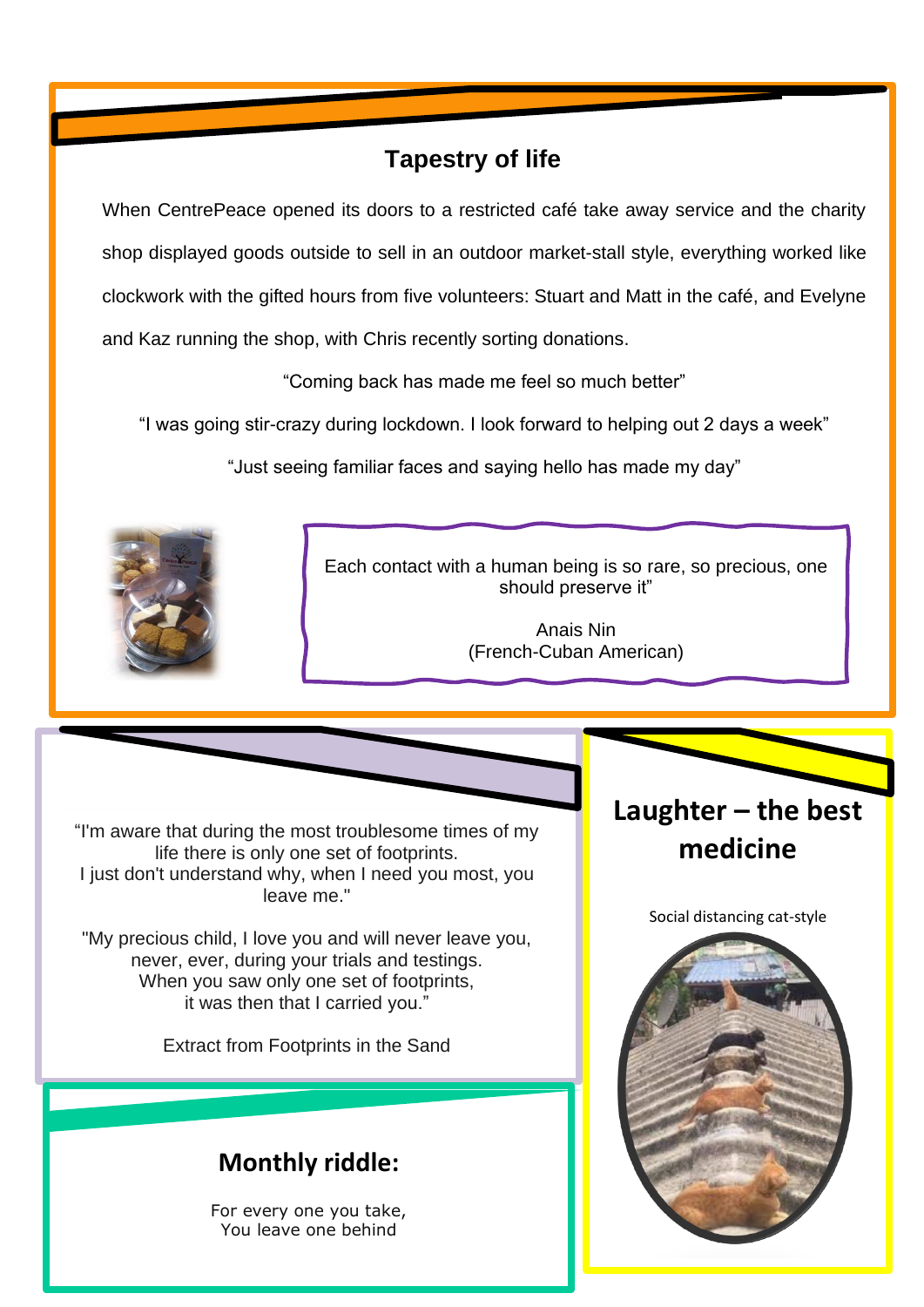## Tapestry of life

When CentrePeace opened its doors to a restricted café take away service and the charity shop displayed goods outside to sell in an outdoor market-stall style, everything worked like clockwork with the gifted hours from five volunteers: Stuart and Matt in the café, and Evelyne and Kaz running the shop, with Chris recently sorting donations.

"Coming back has made me feel so much better"

"I was going stir-crazy during lockdown. I look forward to helping out 2 days a week"

"Just seeing familiar faces and saying hello has made my day"

Each contact with a human being is so rare, so precious, one should preserve it"

Anais Nin
(French-Cuban American)

"I'm aware that during the most troublesome times of my life there is only one set of footprints.
I just don't understand why, when I need you most, you leave me."

"My precious child, I love you and will never leave you, never, ever, during your trials and testings.
When you saw only one set of footprints,
it was then that I carried you."

Extract from Footprints in the Sand

## Laughter – the best medicine

Social distancing cat-style

## Monthly riddle:

For every one you take,
You leave one behind